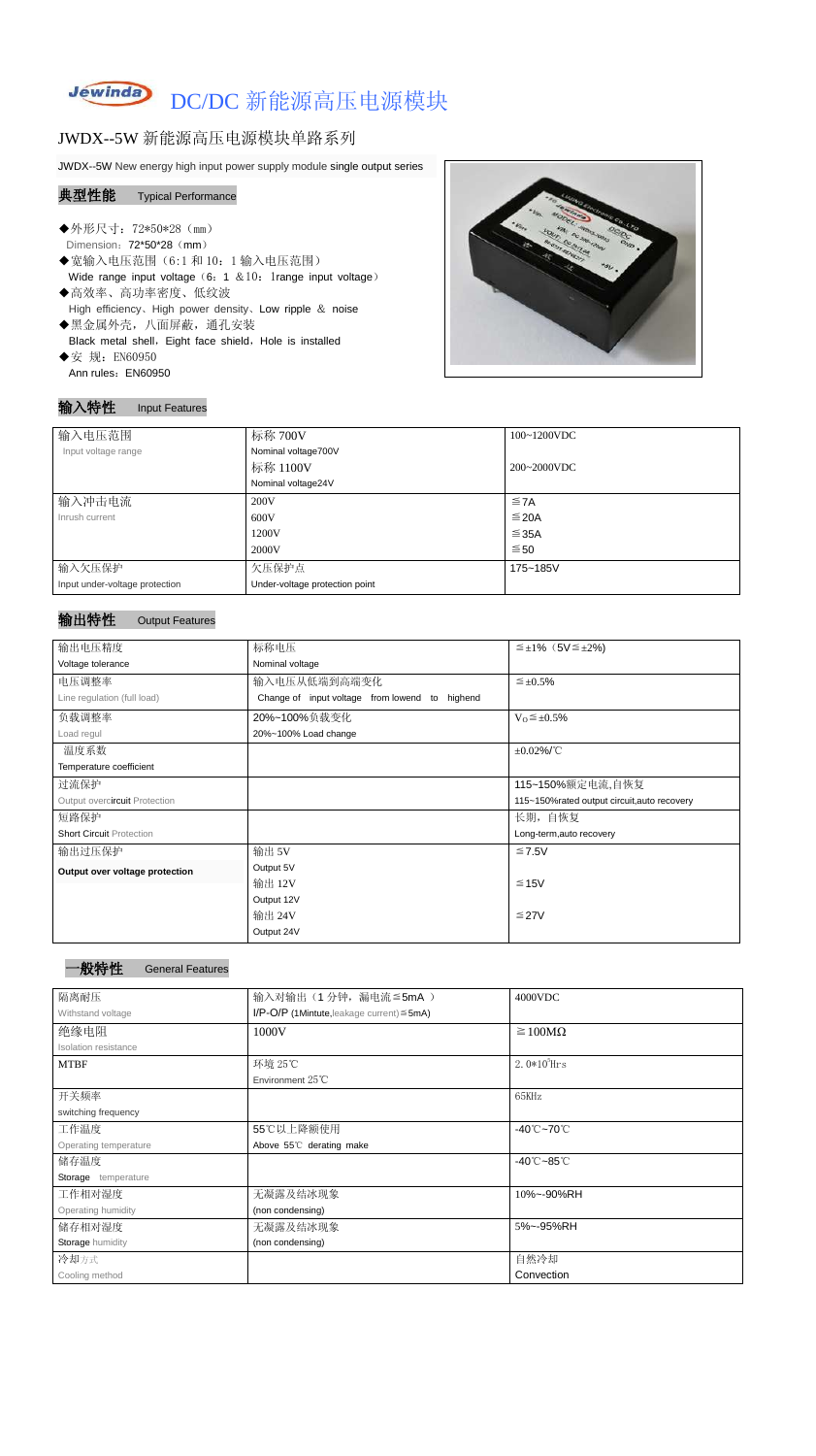# DC/DC 新能源高压电源模块

## JWDX--5W 新能源高压电源模块单路系列

JWDX--5W New energy high input power supply module single output series

### 典型性能 Typical Performance

- ◆外形尺寸：72*50*28（mm）
  Dimension：72*50*28（mm）
- ◆宽输入电压范围（6:1 和 10：1 输入电压范围）
  Wide range input voltage（6：1 &10：1range input voltage）
- ◆高效率、高功率密度、低纹波
  High efficiency、High power density、Low ripple & noise
- ◆黑金属外壳，八面屏蔽，通孔安装
  Black metal shell，Eight face shield，Hole is installed
- ◆安 规：EN60950
  Ann rules：EN60950

### 输入特性 Input Features

| 输入电压范围<br>Input voltage range | 标称 700V<br>Nominal voltage700V | 100~1200VDC |
| --- | --- | --- |
| | 标称 1100V<br>Nominal voltage24V | 200~2000VDC |
| 输入冲击电流<br>Inrush current | 200V | ≦7A |
| | 600V | ≦20A |
| | 1200V | ≦35A |
| | 2000V | ≦50 |
| 输入欠压保护<br>Input under-voltage protection | 欠压保护点<br>Under-voltage protection point | 175~185V |

### 输出特性 Output Features

| 输出电压精度<br>Voltage tolerance | 标称电压<br>Nominal voltage | ≦±1%（5V≦±2%) |
| --- | --- | --- |
| 电压调整率<br>Line regulation (full load) | 输入电压从低端到高端变化<br>Change of input voltage from lowend to highend | ≦±0.5% |
| 负载调整率<br>Load regul | 20%~100%负载变化<br>20%~100% Load change | $V_O$≦±0.5% |
| 温度系数<br>Temperature coefficient | | ±0.02%/℃ |
| 过流保护<br>Output overcircuit Protection | | 115~150%额定电流,自恢复<br>115~150%rated output circuit,auto recovery |
| 短路保护<br>Short Circuit Protection | | 长期，自恢复<br>Long-term,auto recovery |
| 输出过压保护<br>Output over voltage protection | 输出 5V<br>Output 5V | ≦7.5V |
| | 输出 12V<br>Output 12V | ≦15V |
| | 输出 24V<br>Output 24V | ≦27V |

### 一般特性 General Features

| 隔离耐压<br>Withstand voltage | 输入对输出（1 分钟，漏电流≦5mA ）<br>I/P-O/P (1Mintute,leakage current)≦5mA) | 4000VDC |
| --- | --- | --- |
| 绝缘电阻<br>Isolation resistance | 1000V | ≧100MΩ |
| MTBF | 环境 25℃<br>Environment 25℃ | $2.0*10^5$Hrs |
| 开关频率<br>switching frequency | | 65KHz |
| 工作温度<br>Operating temperature | 55℃以上降额使用<br>Above 55℃ derating make | -40℃~70℃ |
| 储存温度<br>Storage temperature | | -40℃~85℃ |
| 工作相对湿度<br>Operating humidity | 无凝露及结冰现象<br>(non condensing) | 10%~-90%RH |
| 储存相对湿度<br>Storage humidity | 无凝露及结冰现象<br>(non condensing) | 5%~-95%RH |
| 冷却方式<br>Cooling method | | 自然冷却<br>Convection |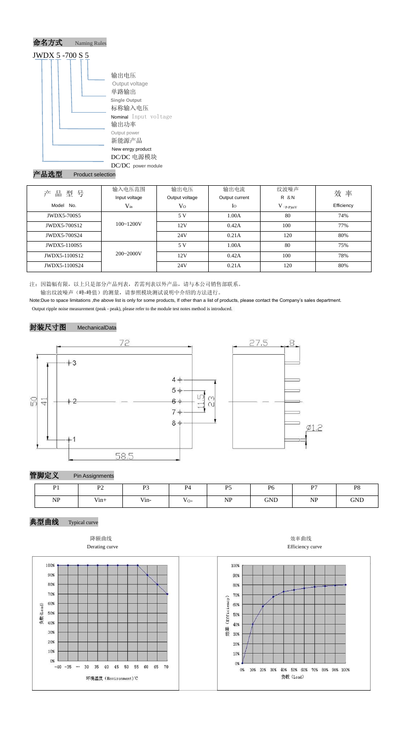## 命名方式 Naming Rules

JWDX 5 -700 S 5

- 输出电压 Output voltage
- 单路输出 Single Output
- 标称输入电压 Nominal Input voltage
- 输出功率 Output power
- 新能源产品 New enrgy product
- DC/DC 电源模块 DC/DC power module

## 产品选型 Product selection

| 产 品 型 号 Model No. | 输入电压范围 Input voltage $V_{in}$ | 输出电压 Output voltage $V_O$ | 输出电流 Output current $I_O$ | 纹波噪声 R &N $V_{(P-P)mV}$ | 效 率 Efficiency |
|---|---|---|---|---|---|
| JWDX5-700S5 | 100~1200V | 5 V | 1.00A | 80 | 74% |
| JWDX5-700S12 | | 12V | 0.42A | 100 | 77% |
| JWDX5-700S24 | | 24V | 0.21A | 120 | 80% |
| JWDX5-1100S5 | 200~2000V | 5 V | 1.00A | 80 | 75% |
| JWDX5-1100S12 | | 12V | 0.42A | 100 | 78% |
| JWDX5-1100S24 | | 24V | 0.21A | 120 | 80% |

注：因篇幅有限，以上只是部分产品列表，若需列表以外产品，请与本公司销售部联系。

输出纹波噪声（峰-峰值）的测量，请参照模块测试说明中介绍的方法进行。

Note:Due to space limitations ,the above list is only for some products, If other than a list of products, please contact the Company's sales department.

Output ripple noise measurement (peak - peak), please refer to the module test notes method is introduced.

## 封装尺寸图 MechanicalData

## 管脚定义 Pin Assignments

| P1 | P2 | P3 | P4 | P5 | P6 | P7 | P8 |
|---|---|---|---|---|---|---|---|
| NP | Vin+ | Vin- | $V_{O+}$ | NP | GND | NP | GND |

## 典型曲线 Typical curve

降额曲线 Derating curve

效率曲线 Efficiency curve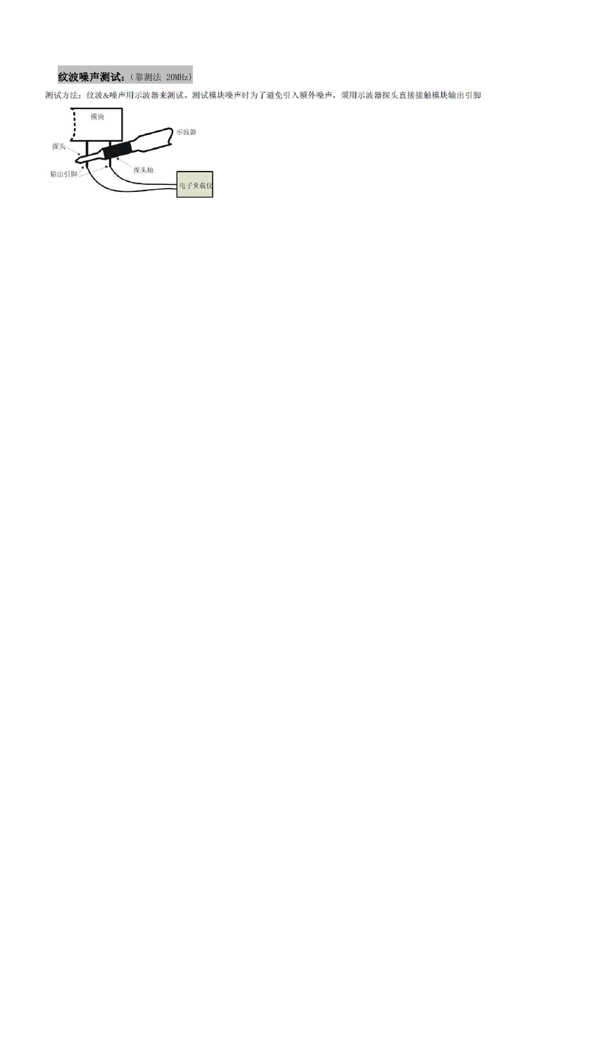**纹波噪声测试：**（靠测法 20MHz）

测试方法：纹波&噪声用示波器来测试。测试模块噪声时为了避免引入额外噪声，须用示波器探头直接接触模块输出引脚

模块

示波器

探头

探头地

输出引脚

电子负载仪